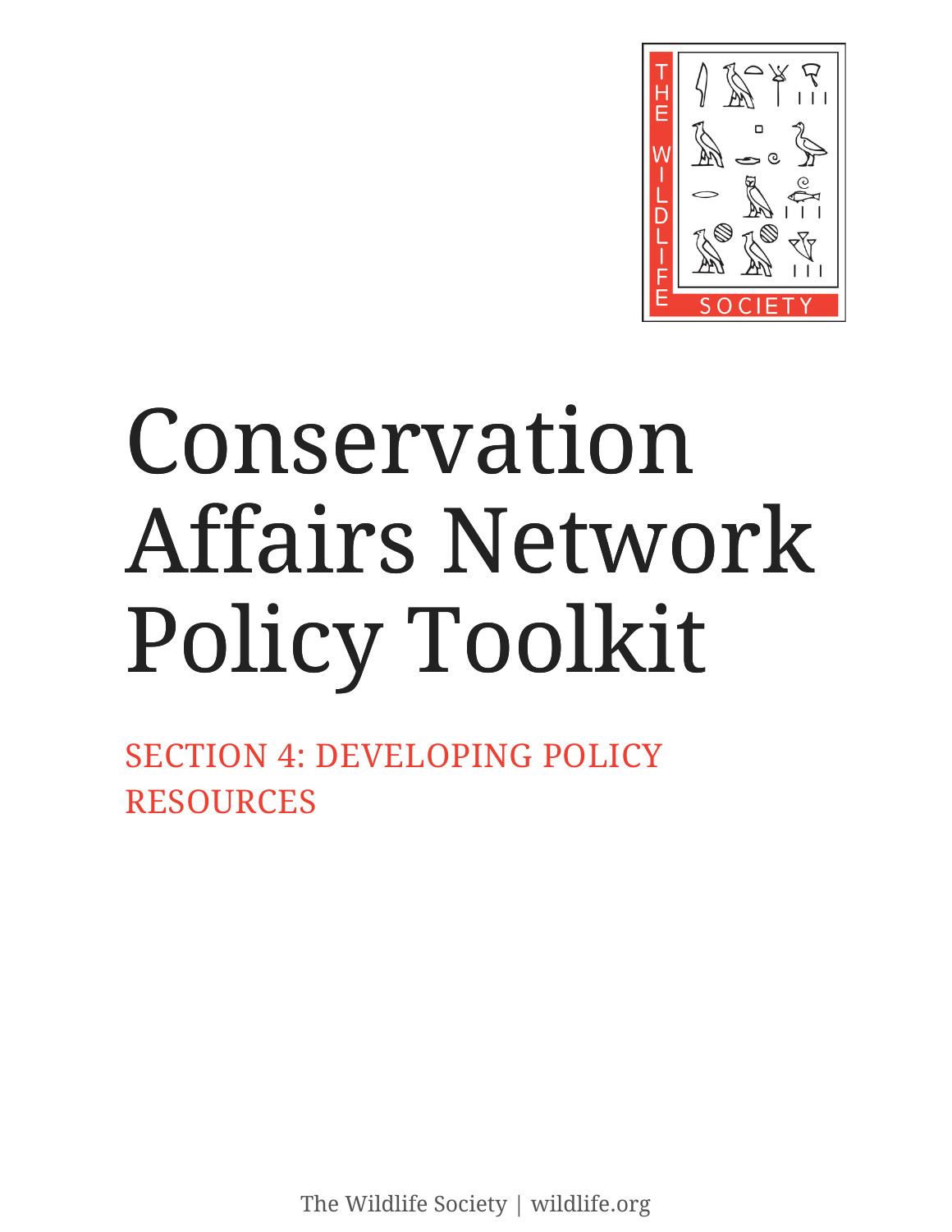# Conservation Affairs Network Policy Toolkit

## SECTION 4: DEVELOPING POLICY RESOURCES

The Wildlife Society | wildlife.org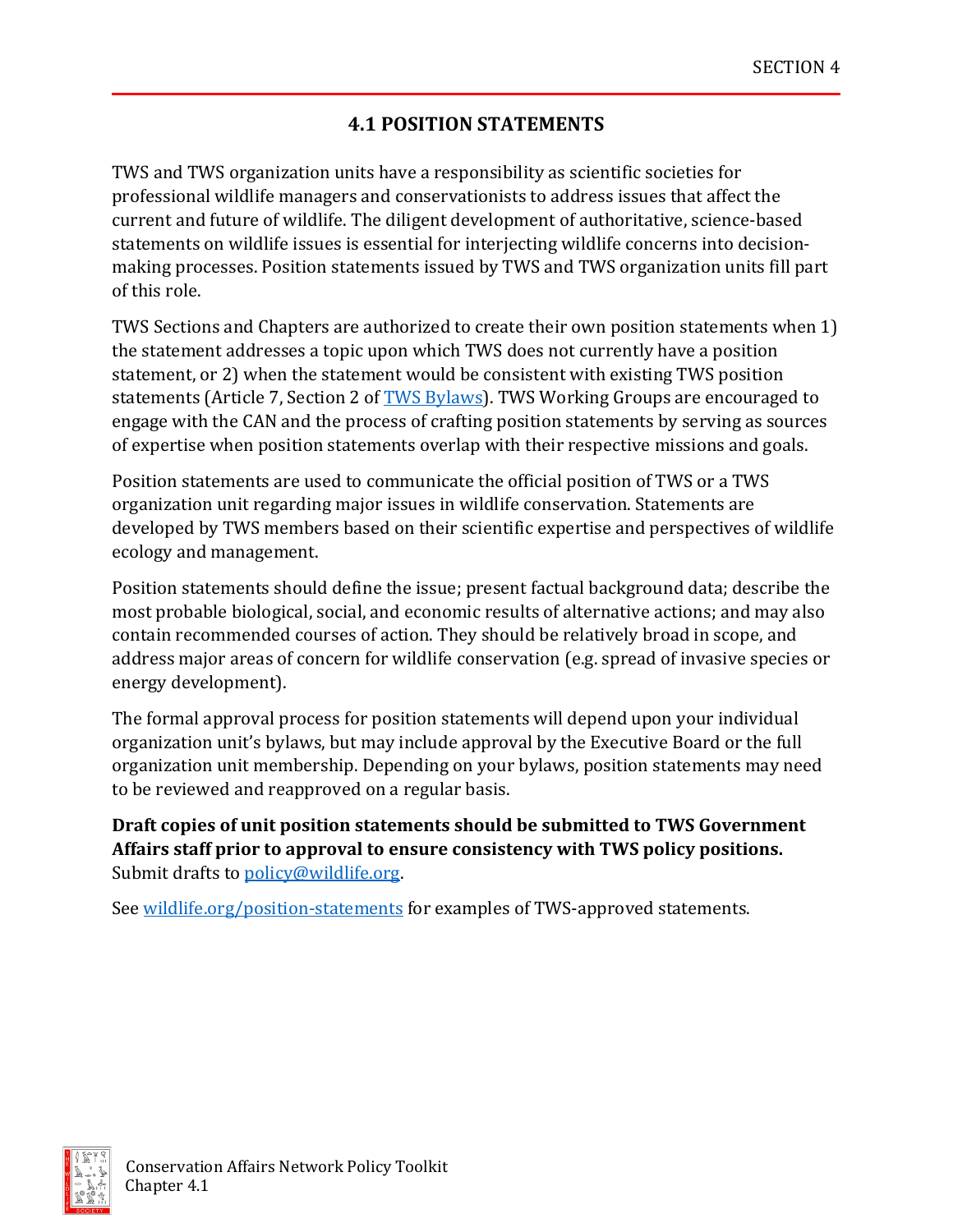## 4.1 POSITION STATEMENTS

TWS and TWS organization units have a responsibility as scientific societies for professional wildlife managers and conservationists to address issues that affect the current and future of wildlife. The diligent development of authoritative, science-based statements on wildlife issues is essential for interjecting wildlife concerns into decision-making processes. Position statements issued by TWS and TWS organization units fill part of this role.

TWS Sections and Chapters are authorized to create their own position statements when 1) the statement addresses a topic upon which TWS does not currently have a position statement, or 2) when the statement would be consistent with existing TWS position statements (Article 7, Section 2 of [TWS Bylaws]). TWS Working Groups are encouraged to engage with the CAN and the process of crafting position statements by serving as sources of expertise when position statements overlap with their respective missions and goals.

Position statements are used to communicate the official position of TWS or a TWS organization unit regarding major issues in wildlife conservation. Statements are developed by TWS members based on their scientific expertise and perspectives of wildlife ecology and management.

Position statements should define the issue; present factual background data; describe the most probable biological, social, and economic results of alternative actions; and may also contain recommended courses of action. They should be relatively broad in scope, and address major areas of concern for wildlife conservation (e.g. spread of invasive species or energy development).

The formal approval process for position statements will depend upon your individual organization unit's bylaws, but may include approval by the Executive Board or the full organization unit membership. Depending on your bylaws, position statements may need to be reviewed and reapproved on a regular basis.

**Draft copies of unit position statements should be submitted to TWS Government Affairs staff prior to approval to ensure consistency with TWS policy positions.** Submit drafts to policy@wildlife.org.

See wildlife.org/position-statements for examples of TWS-approved statements.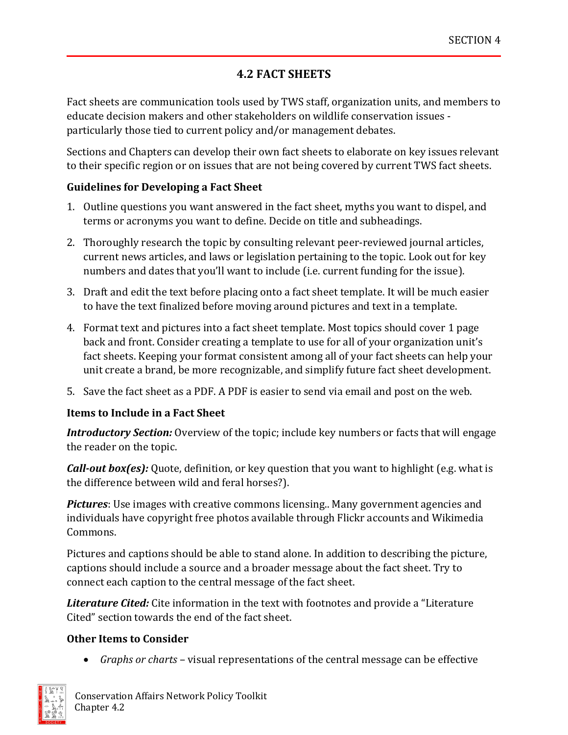## 4.2 FACT SHEETS

Fact sheets are communication tools used by TWS staff, organization units, and members to educate decision makers and other stakeholders on wildlife conservation issues - particularly those tied to current policy and/or management debates.

Sections and Chapters can develop their own fact sheets to elaborate on key issues relevant to their specific region or on issues that are not being covered by current TWS fact sheets.

**Guidelines for Developing a Fact Sheet**

1. Outline questions you want answered in the fact sheet, myths you want to dispel, and terms or acronyms you want to define. Decide on title and subheadings.
2. Thoroughly research the topic by consulting relevant peer-reviewed journal articles, current news articles, and laws or legislation pertaining to the topic. Look out for key numbers and dates that you'll want to include (i.e. current funding for the issue).
3. Draft and edit the text before placing onto a fact sheet template. It will be much easier to have the text finalized before moving around pictures and text in a template.
4. Format text and pictures into a fact sheet template. Most topics should cover 1 page back and front. Consider creating a template to use for all of your organization unit's fact sheets. Keeping your format consistent among all of your fact sheets can help your unit create a brand, be more recognizable, and simplify future fact sheet development.
5. Save the fact sheet as a PDF. A PDF is easier to send via email and post on the web.

**Items to Include in a Fact Sheet**

***Introductory Section:*** Overview of the topic; include key numbers or facts that will engage the reader on the topic.

***Call-out box(es):*** Quote, definition, or key question that you want to highlight (e.g. what is the difference between wild and feral horses?).

***Pictures***: Use images with creative commons licensing.. Many government agencies and individuals have copyright free photos available through Flickr accounts and Wikimedia Commons.

Pictures and captions should be able to stand alone. In addition to describing the picture, captions should include a source and a broader message about the fact sheet. Try to connect each caption to the central message of the fact sheet.

***Literature Cited:*** Cite information in the text with footnotes and provide a "Literature Cited" section towards the end of the fact sheet.

**Other Items to Consider**

- *Graphs or charts* – visual representations of the central message can be effective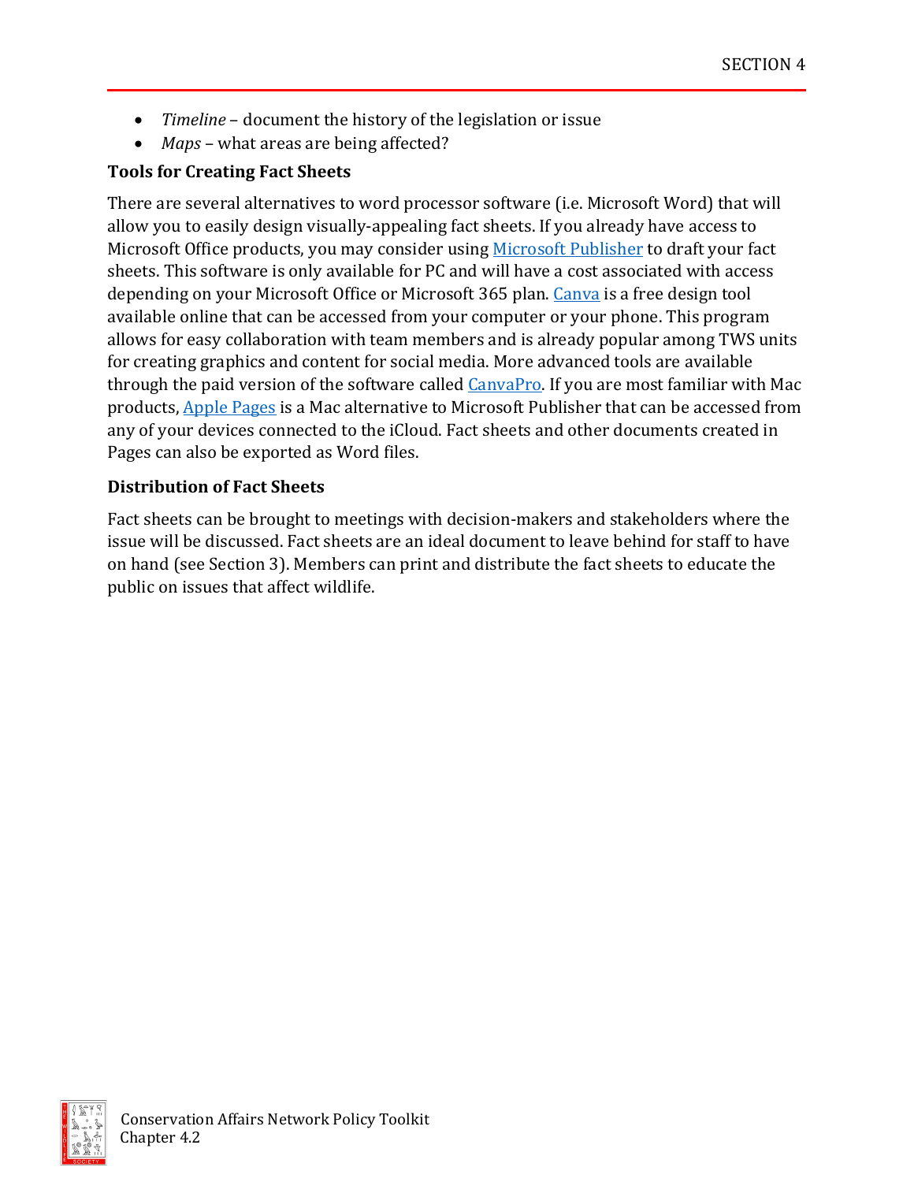- *Timeline* – document the history of the legislation or issue
- *Maps* – what areas are being affected?

**Tools for Creating Fact Sheets**

There are several alternatives to word processor software (i.e. Microsoft Word) that will allow you to easily design visually-appealing fact sheets. If you already have access to Microsoft Office products, you may consider using Microsoft Publisher to draft your fact sheets. This software is only available for PC and will have a cost associated with access depending on your Microsoft Office or Microsoft 365 plan. Canva is a free design tool available online that can be accessed from your computer or your phone. This program allows for easy collaboration with team members and is already popular among TWS units for creating graphics and content for social media. More advanced tools are available through the paid version of the software called CanvaPro. If you are most familiar with Mac products, Apple Pages is a Mac alternative to Microsoft Publisher that can be accessed from any of your devices connected to the iCloud. Fact sheets and other documents created in Pages can also be exported as Word files.

**Distribution of Fact Sheets**

Fact sheets can be brought to meetings with decision-makers and stakeholders where the issue will be discussed. Fact sheets are an ideal document to leave behind for staff to have on hand (see Section 3). Members can print and distribute the fact sheets to educate the public on issues that affect wildlife.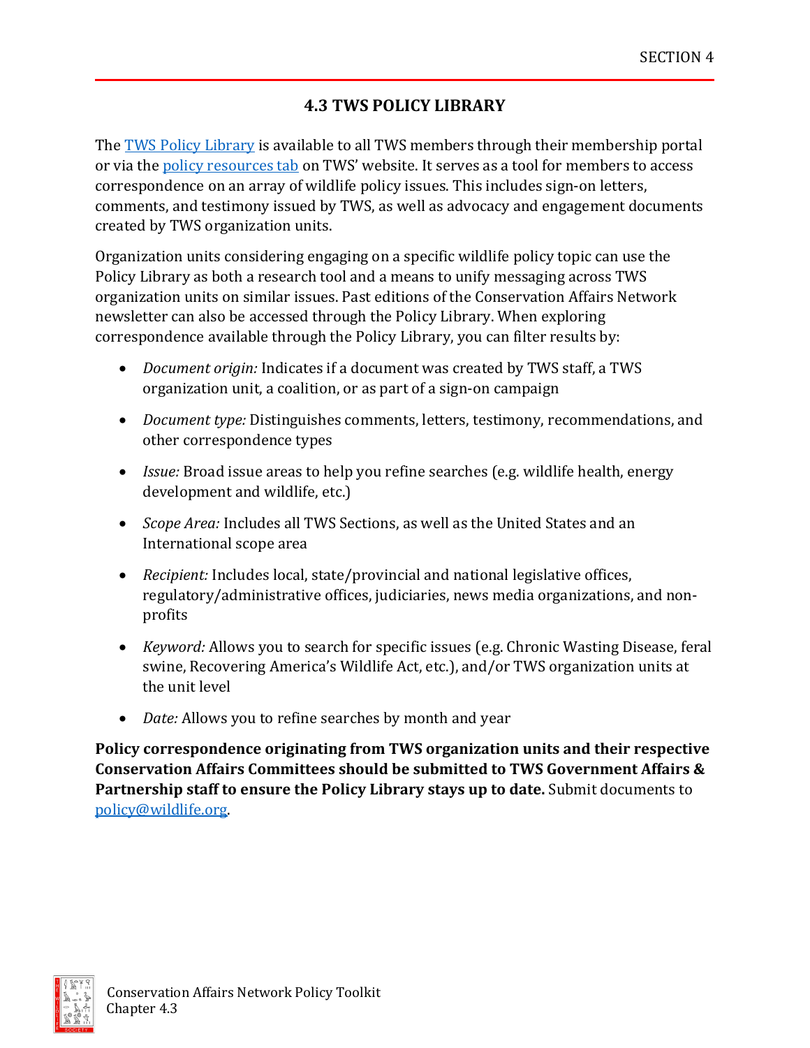## 4.3 TWS POLICY LIBRARY

The TWS Policy Library is available to all TWS members through their membership portal or via the policy resources tab on TWS' website. It serves as a tool for members to access correspondence on an array of wildlife policy issues. This includes sign-on letters, comments, and testimony issued by TWS, as well as advocacy and engagement documents created by TWS organization units.

Organization units considering engaging on a specific wildlife policy topic can use the Policy Library as both a research tool and a means to unify messaging across TWS organization units on similar issues. Past editions of the Conservation Affairs Network newsletter can also be accessed through the Policy Library. When exploring correspondence available through the Policy Library, you can filter results by:

- *Document origin:* Indicates if a document was created by TWS staff, a TWS organization unit, a coalition, or as part of a sign-on campaign
- *Document type:* Distinguishes comments, letters, testimony, recommendations, and other correspondence types
- *Issue:* Broad issue areas to help you refine searches (e.g. wildlife health, energy development and wildlife, etc.)
- *Scope Area:* Includes all TWS Sections, as well as the United States and an International scope area
- *Recipient:* Includes local, state/provincial and national legislative offices, regulatory/administrative offices, judiciaries, news media organizations, and non-profits
- *Keyword:* Allows you to search for specific issues (e.g. Chronic Wasting Disease, feral swine, Recovering America's Wildlife Act, etc.), and/or TWS organization units at the unit level
- *Date:* Allows you to refine searches by month and year

**Policy correspondence originating from TWS organization units and their respective Conservation Affairs Committees should be submitted to TWS Government Affairs & Partnership staff to ensure the Policy Library stays up to date.** Submit documents to policy@wildlife.org.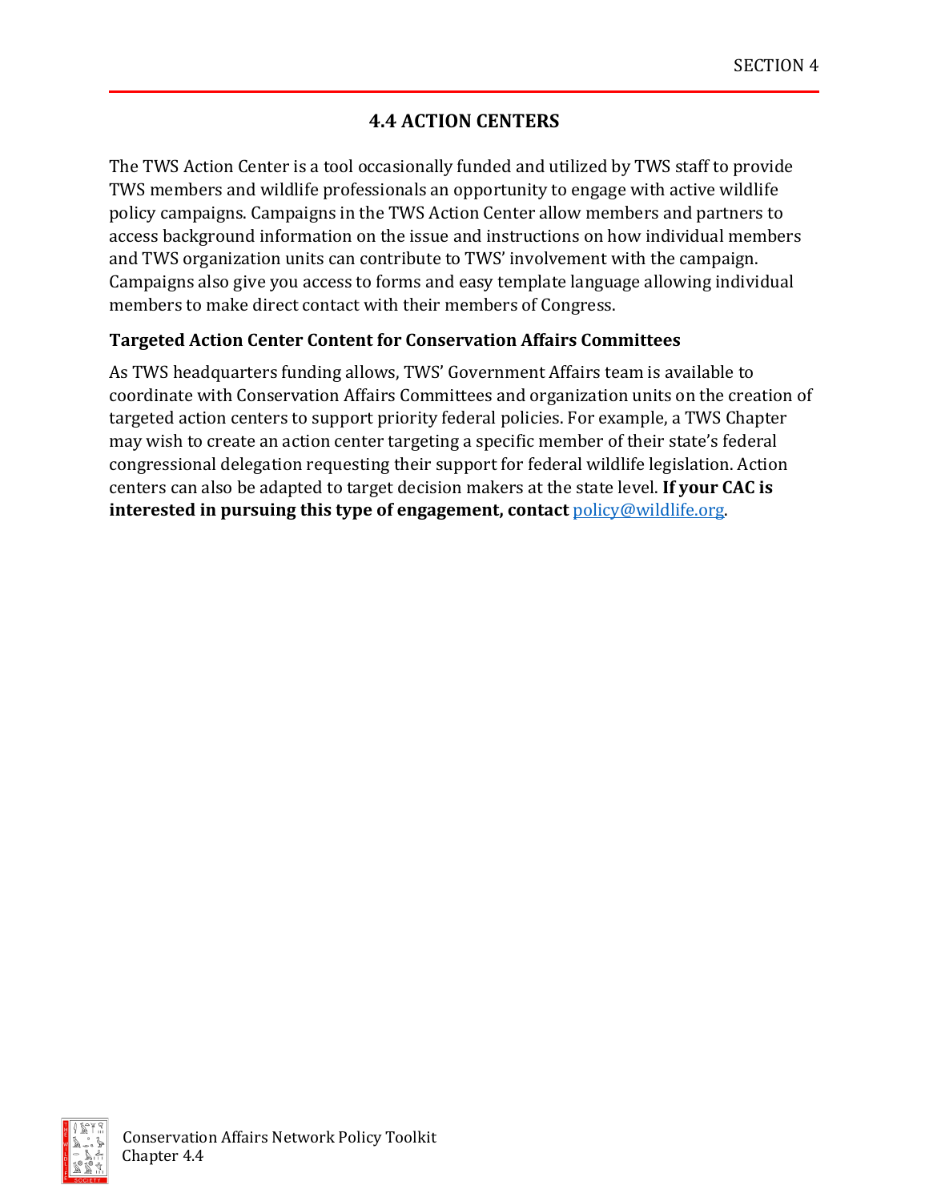## 4.4 ACTION CENTERS

The TWS Action Center is a tool occasionally funded and utilized by TWS staff to provide TWS members and wildlife professionals an opportunity to engage with active wildlife policy campaigns. Campaigns in the TWS Action Center allow members and partners to access background information on the issue and instructions on how individual members and TWS organization units can contribute to TWS' involvement with the campaign. Campaigns also give you access to forms and easy template language allowing individual members to make direct contact with their members of Congress.

### Targeted Action Center Content for Conservation Affairs Committees

As TWS headquarters funding allows, TWS' Government Affairs team is available to coordinate with Conservation Affairs Committees and organization units on the creation of targeted action centers to support priority federal policies. For example, a TWS Chapter may wish to create an action center targeting a specific member of their state's federal congressional delegation requesting their support for federal wildlife legislation. Action centers can also be adapted to target decision makers at the state level. **If your CAC is interested in pursuing this type of engagement, contact** policy@wildlife.org.